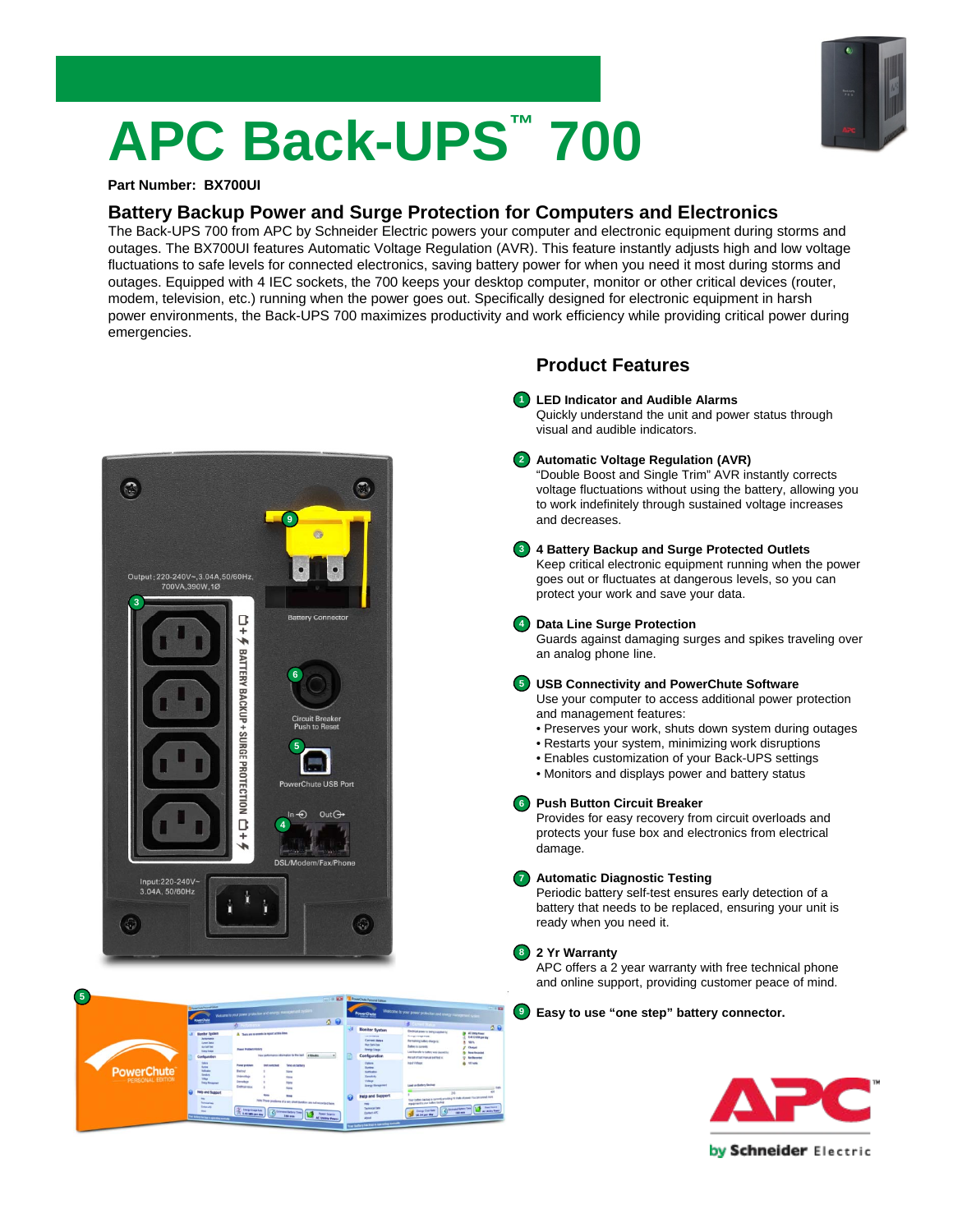# APC Back-UPS™ 700

**Part Number: BX700UI**

## Battery Backup Power and Surge Protection for Computers and Electronics

The Back-UPS 700 from APC by Schneider Electric powers your computer and electronic equipment during storms and outages. The BX700UI features Automatic Voltage Regulation (AVR). This feature instantly adjusts high and low voltage fluctuations to safe levels for connected electronics, saving battery power for when you need it most during storms and outages. Equipped with 4 IEC sockets, the 700 keeps your desktop computer, monitor or other critical devices (router, modem, television, etc.) running when the power goes out. Specifically designed for electronic equipment in harsh power environments, the Back-UPS 700 maximizes productivity and work efficiency while providing critical power during emergencies.

## Product Features

1. **LED Indicator and Audible Alarms**
   Quickly understand the unit and power status through visual and audible indicators.

2. **Automatic Voltage Regulation (AVR)**
   "Double Boost and Single Trim" AVR instantly corrects voltage fluctuations without using the battery, allowing you to work indefinitely through sustained voltage increases and decreases.

3. **4 Battery Backup and Surge Protected Outlets**
   Keep critical electronic equipment running when the power goes out or fluctuates at dangerous levels, so you can protect your work and save your data.

4. **Data Line Surge Protection**
   Guards against damaging surges and spikes traveling over an analog phone line.

5. **USB Connectivity and PowerChute Software**
   Use your computer to access additional power protection and management features:
   - Preserves your work, shuts down system during outages
   - Restarts your system, minimizing work disruptions
   - Enables customization of your Back-UPS settings
   - Monitors and displays power and battery status

6. **Push Button Circuit Breaker**
   Provides for easy recovery from circuit overloads and protects your fuse box and electronics from electrical damage.

7. **Automatic Diagnostic Testing**
   Periodic battery self-test ensures early detection of a battery that needs to be replaced, ensuring your unit is ready when you need it.

8. **2 Yr Warranty**
   APC offers a 2 year warranty with free technical phone and online support, providing customer peace of mind.

9. **Easy to use "one step" battery connector.**

APC by Schneider Electric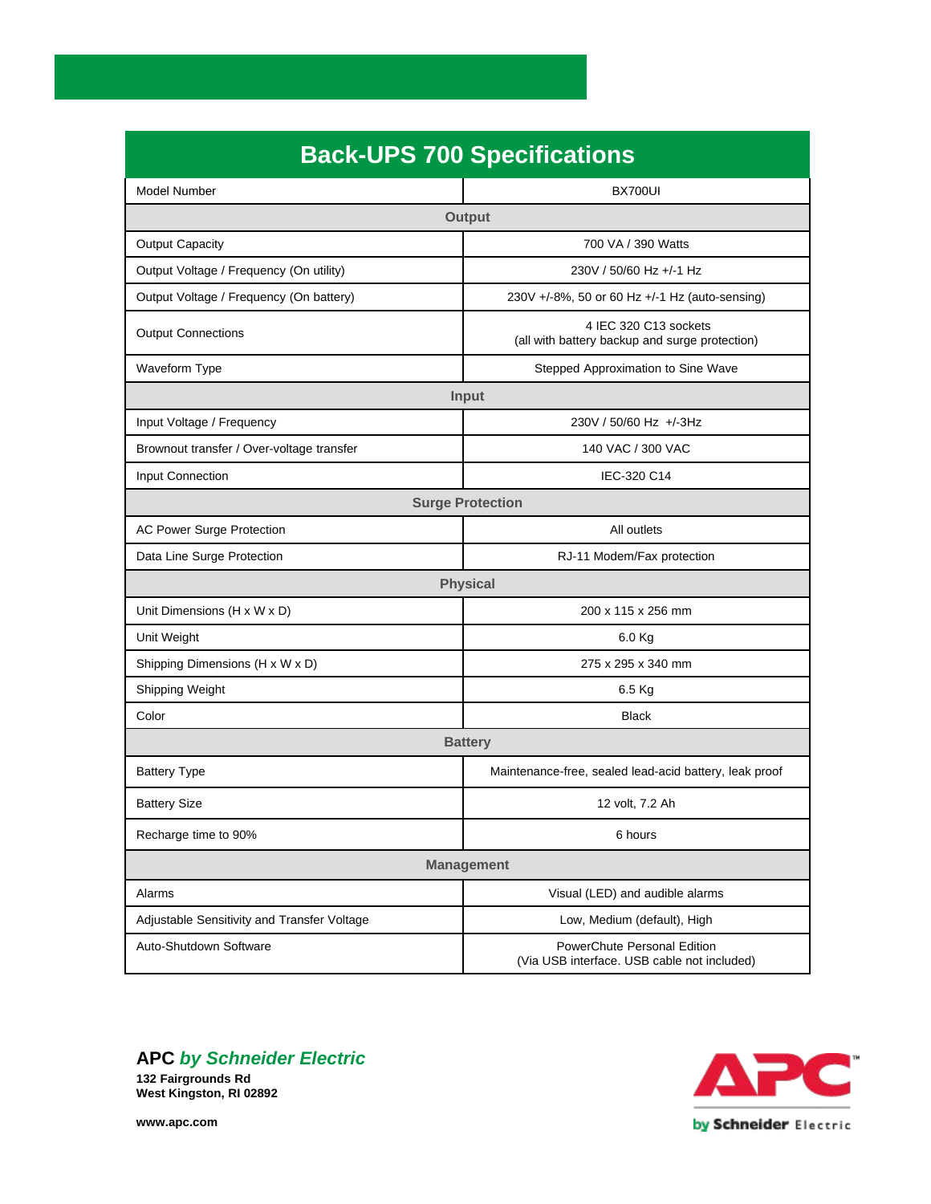# Back-UPS 700 Specifications

| | |
|---|---|
| Model Number | BX700UI |
| **Output** | |
| Output Capacity | 700 VA / 390 Watts |
| Output Voltage / Frequency (On utility) | 230V / 50/60 Hz +/-1 Hz |
| Output Voltage / Frequency (On battery) | 230V +/-8%, 50 or 60 Hz +/-1 Hz (auto-sensing) |
| Output Connections | 4 IEC 320 C13 sockets (all with battery backup and surge protection) |
| Waveform Type | Stepped Approximation to Sine Wave |
| **Input** | |
| Input Voltage / Frequency | 230V / 50/60 Hz +/-3Hz |
| Brownout transfer / Over-voltage transfer | 140 VAC / 300 VAC |
| Input Connection | IEC-320 C14 |
| **Surge Protection** | |
| AC Power Surge Protection | All outlets |
| Data Line Surge Protection | RJ-11 Modem/Fax protection |
| **Physical** | |
| Unit Dimensions (H x W x D) | 200 x 115 x 256 mm |
| Unit Weight | 6.0 Kg |
| Shipping Dimensions (H x W x D) | 275 x 295 x 340 mm |
| Shipping Weight | 6.5 Kg |
| Color | Black |
| **Battery** | |
| Battery Type | Maintenance-free, sealed lead-acid battery, leak proof |
| Battery Size | 12 volt, 7.2 Ah |
| Recharge time to 90% | 6 hours |
| **Management** | |
| Alarms | Visual (LED) and audible alarms |
| Adjustable Sensitivity and Transfer Voltage | Low, Medium (default), High |
| Auto-Shutdown Software | PowerChute Personal Edition (Via USB interface. USB cable not included) |

**APC *by Schneider Electric***
**132 Fairgrounds Rd**
**West Kingston, RI 02892**

**www.apc.com**

APC by Schneider Electric